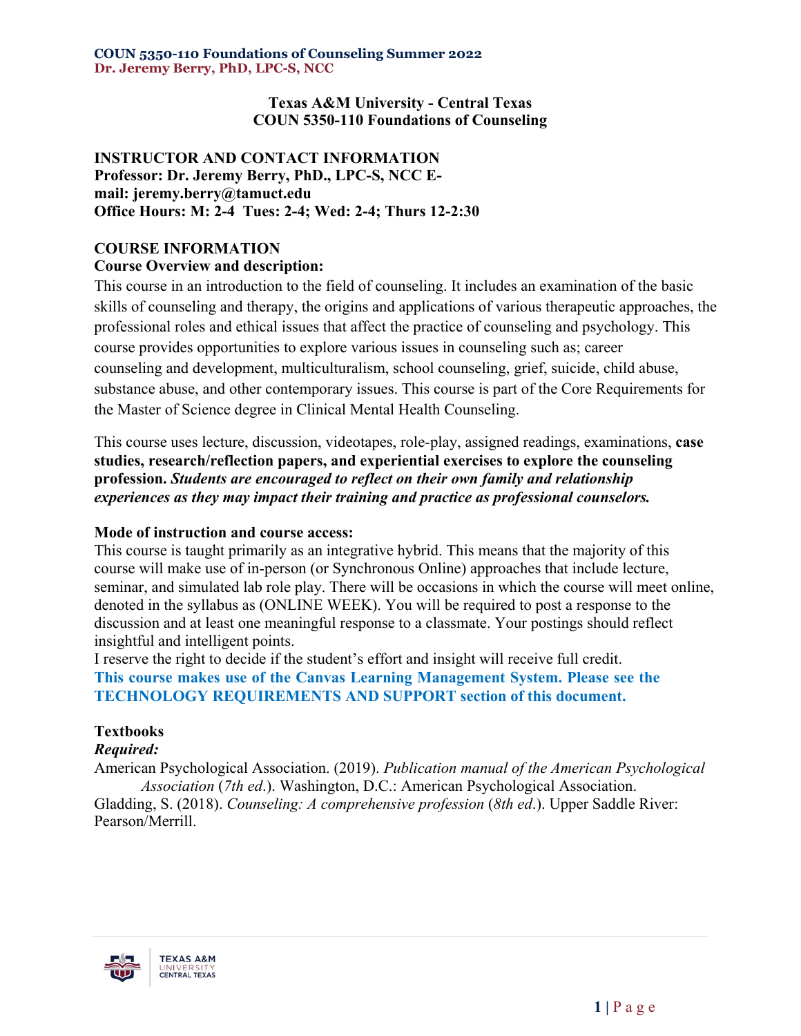# Texas A&M University - Central Texas
# COUN 5350-110 Foundations of Counseling

## INSTRUCTOR AND CONTACT INFORMATION

**Professor: Dr. Jeremy Berry, PhD., LPC-S, NCC E-mail: jeremy.berry@tamuct.edu**
**Office Hours: M: 2-4 Tues: 2-4; Wed: 2-4; Thurs 12-2:30**

## COURSE INFORMATION

### Course Overview and description:

This course in an introduction to the field of counseling. It includes an examination of the basic skills of counseling and therapy, the origins and applications of various therapeutic approaches, the professional roles and ethical issues that affect the practice of counseling and psychology. This course provides opportunities to explore various issues in counseling such as; career counseling and development, multiculturalism, school counseling, grief, suicide, child abuse, substance abuse, and other contemporary issues. This course is part of the Core Requirements for the Master of Science degree in Clinical Mental Health Counseling.

This course uses lecture, discussion, videotapes, role-play, assigned readings, examinations, **case studies, research/reflection papers, and experiential exercises to explore the counseling profession.** ***Students are encouraged to reflect on their own family and relationship experiences as they may impact their training and practice as professional counselors.***

### Mode of instruction and course access:

This course is taught primarily as an integrative hybrid. This means that the majority of this course will make use of in-person (or Synchronous Online) approaches that include lecture, seminar, and simulated lab role play. There will be occasions in which the course will meet online, denoted in the syllabus as (ONLINE WEEK). You will be required to post a response to the discussion and at least one meaningful response to a classmate. Your postings should reflect insightful and intelligent points.

I reserve the right to decide if the student's effort and insight will receive full credit.

**This course makes use of the Canvas Learning Management System. Please see the TECHNOLOGY REQUIREMENTS AND SUPPORT section of this document.**

### Textbooks

***Required:***

American Psychological Association. (2019). *Publication manual of the American Psychological Association* (*7th ed*.). Washington, D.C.: American Psychological Association.

Gladding, S. (2018). *Counseling: A comprehensive profession* (*8th ed*.). Upper Saddle River: Pearson/Merrill.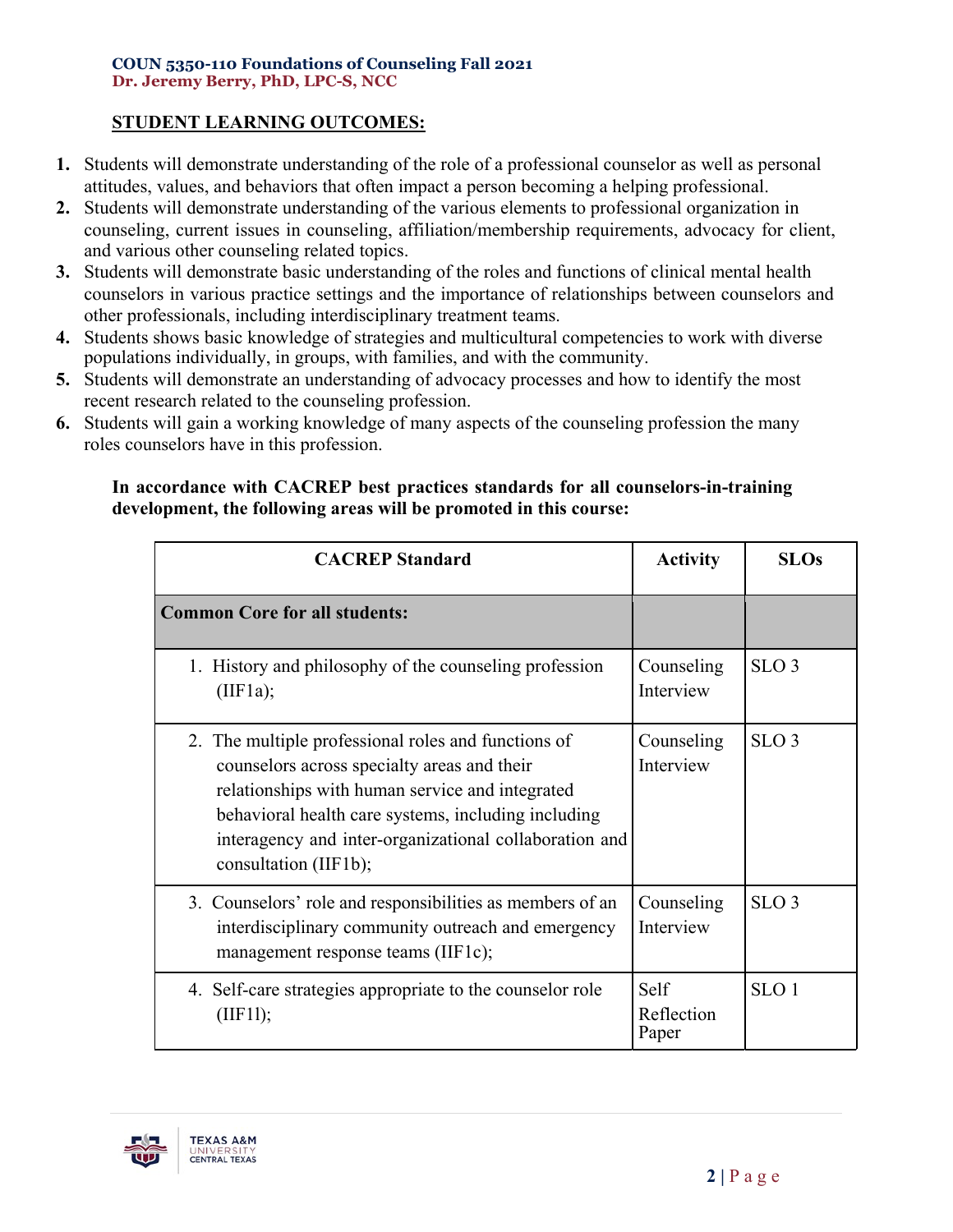## STUDENT LEARNING OUTCOMES:

1. Students will demonstrate understanding of the role of a professional counselor as well as personal attitudes, values, and behaviors that often impact a person becoming a helping professional.
2. Students will demonstrate understanding of the various elements to professional organization in counseling, current issues in counseling, affiliation/membership requirements, advocacy for client, and various other counseling related topics.
3. Students will demonstrate basic understanding of the roles and functions of clinical mental health counselors in various practice settings and the importance of relationships between counselors and other professionals, including interdisciplinary treatment teams.
4. Students shows basic knowledge of strategies and multicultural competencies to work with diverse populations individually, in groups, with families, and with the community.
5. Students will demonstrate an understanding of advocacy processes and how to identify the most recent research related to the counseling profession.
6. Students will gain a working knowledge of many aspects of the counseling profession the many roles counselors have in this profession.

**In accordance with CACREP best practices standards for all counselors-in-training development, the following areas will be promoted in this course:**

| CACREP Standard | Activity | SLOs |
|---|---|---|
| **Common Core for all students:** | | |
| 1. History and philosophy of the counseling profession (IIF1a); | Counseling Interview | SLO 3 |
| 2. The multiple professional roles and functions of counselors across specialty areas and their relationships with human service and integrated behavioral health care systems, including including interagency and inter-organizational collaboration and consultation (IIF1b); | Counseling Interview | SLO 3 |
| 3. Counselors' role and responsibilities as members of an interdisciplinary community outreach and emergency management response teams (IIF1c); | Counseling Interview | SLO 3 |
| 4. Self-care strategies appropriate to the counselor role (IIF1l); | Self Reflection Paper | SLO 1 |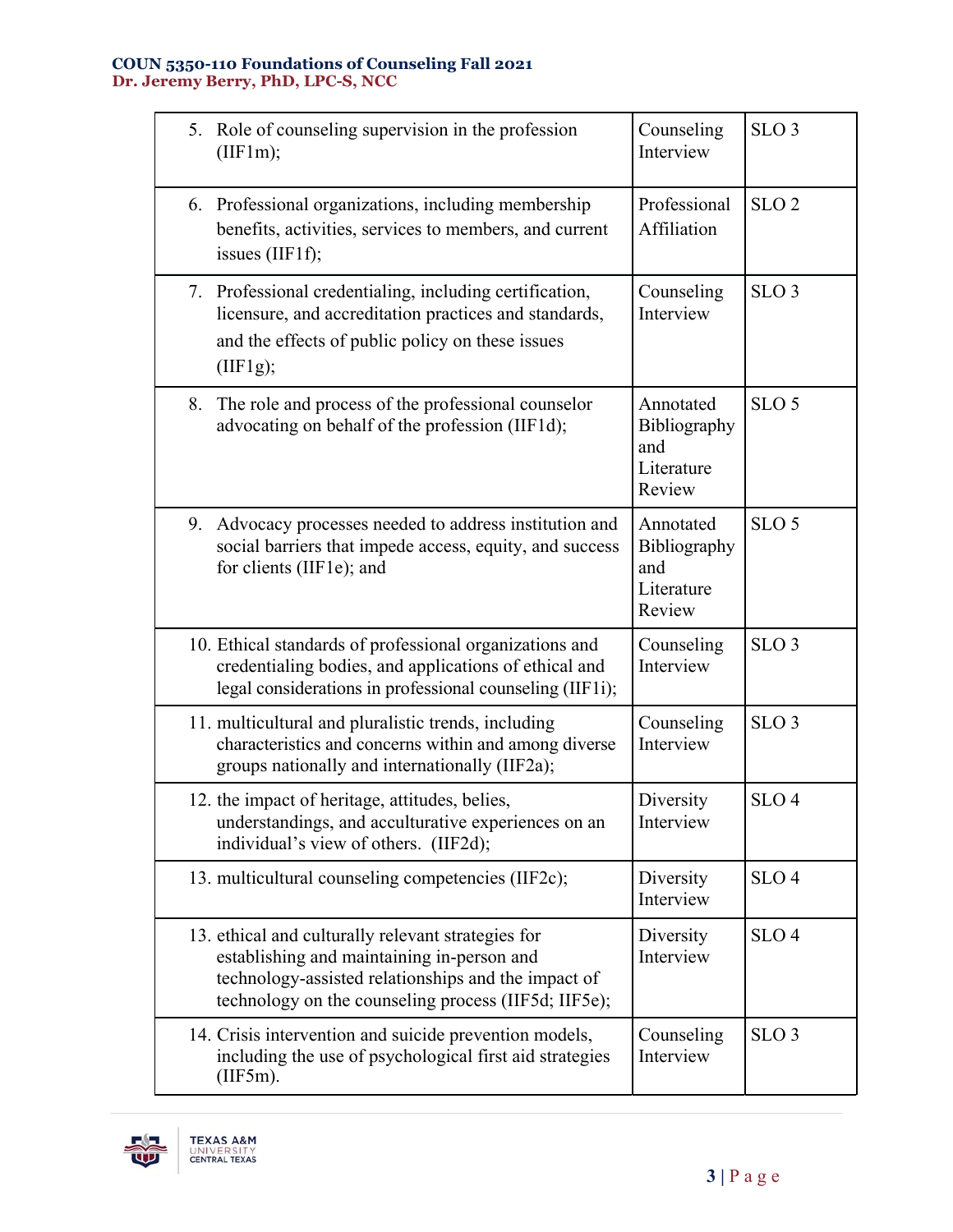| | | |
|---|---|---|
| 5. Role of counseling supervision in the profession (IIF1m); | Counseling Interview | SLO 3 |
| 6. Professional organizations, including membership benefits, activities, services to members, and current issues (IIF1f); | Professional Affiliation | SLO 2 |
| 7. Professional credentialing, including certification, licensure, and accreditation practices and standards, and the effects of public policy on these issues (IIF1g); | Counseling Interview | SLO 3 |
| 8. The role and process of the professional counselor advocating on behalf of the profession (IIF1d); | Annotated Bibliography and Literature Review | SLO 5 |
| 9. Advocacy processes needed to address institution and social barriers that impede access, equity, and success for clients (IIF1e); and | Annotated Bibliography and Literature Review | SLO 5 |
| 10. Ethical standards of professional organizations and credentialing bodies, and applications of ethical and legal considerations in professional counseling (IIF1i); | Counseling Interview | SLO 3 |
| 11. multicultural and pluralistic trends, including characteristics and concerns within and among diverse groups nationally and internationally (IIF2a); | Counseling Interview | SLO 3 |
| 12. the impact of heritage, attitudes, belies, understandings, and acculturative experiences on an individual's view of others. (IIF2d); | Diversity Interview | SLO 4 |
| 13. multicultural counseling competencies (IIF2c); | Diversity Interview | SLO 4 |
| 13. ethical and culturally relevant strategies for establishing and maintaining in-person and technology-assisted relationships and the impact of technology on the counseling process (IIF5d; IIF5e); | Diversity Interview | SLO 4 |
| 14. Crisis intervention and suicide prevention models, including the use of psychological first aid strategies (IIF5m). | Counseling Interview | SLO 3 |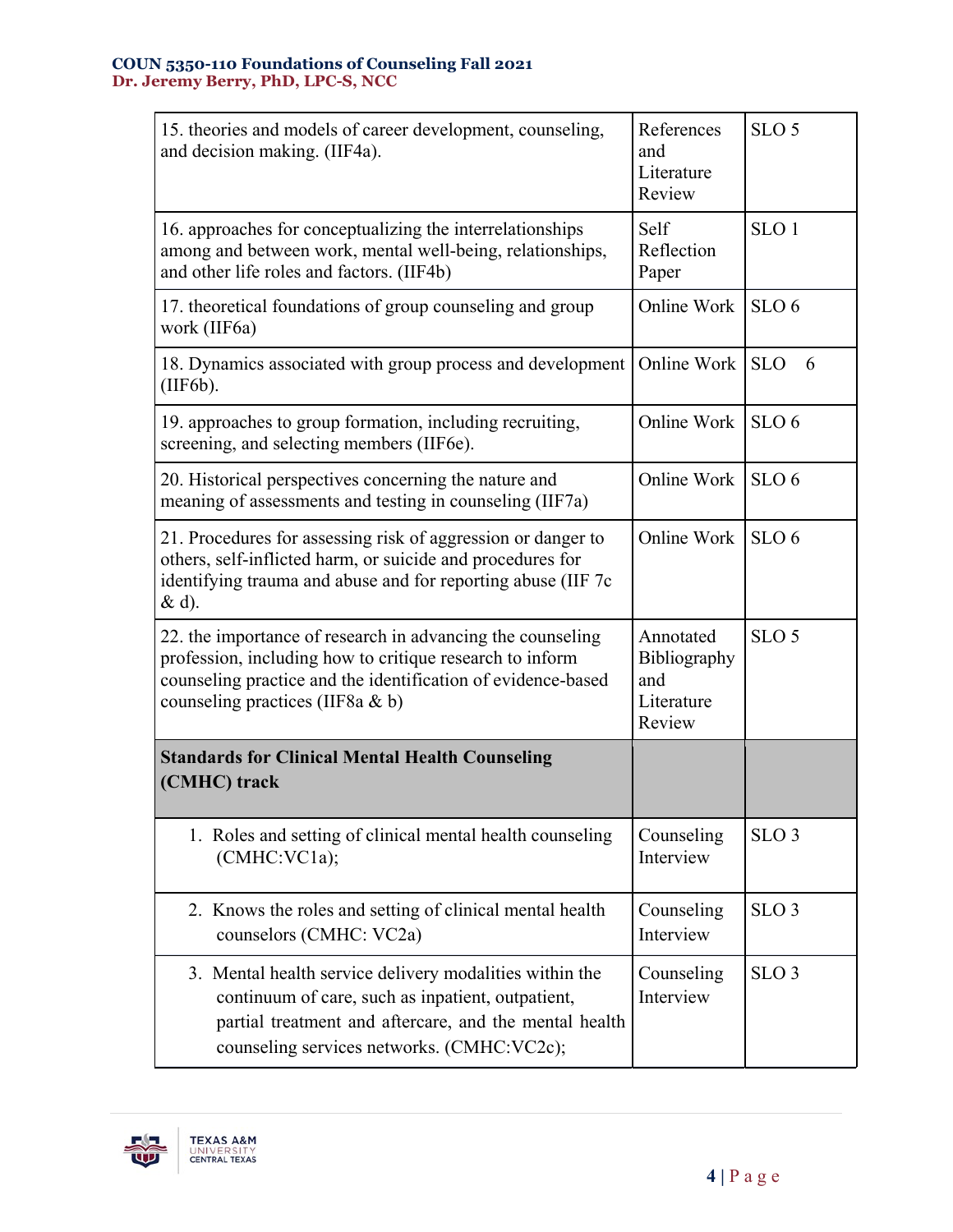| | | |
|---|---|---|
| 15. theories and models of career development, counseling, and decision making. (IIF4a). | References and Literature Review | SLO 5 |
| 16. approaches for conceptualizing the interrelationships among and between work, mental well-being, relationships, and other life roles and factors. (IIF4b) | Self Reflection Paper | SLO 1 |
| 17. theoretical foundations of group counseling and group work (IIF6a) | Online Work | SLO 6 |
| 18. Dynamics associated with group process and development (IIF6b). | Online Work | SLO 6 |
| 19. approaches to group formation, including recruiting, screening, and selecting members (IIF6e). | Online Work | SLO 6 |
| 20. Historical perspectives concerning the nature and meaning of assessments and testing in counseling (IIF7a) | Online Work | SLO 6 |
| 21. Procedures for assessing risk of aggression or danger to others, self-inflicted harm, or suicide and procedures for identifying trauma and abuse and for reporting abuse (IIF 7c & d). | Online Work | SLO 6 |
| 22. the importance of research in advancing the counseling profession, including how to critique research to inform counseling practice and the identification of evidence-based counseling practices (IIF8a & b) | Annotated Bibliography and Literature Review | SLO 5 |
| **Standards for Clinical Mental Health Counseling (CMHC) track** | | |
| 1. Roles and setting of clinical mental health counseling (CMHC:VC1a); | Counseling Interview | SLO 3 |
| 2. Knows the roles and setting of clinical mental health counselors (CMHC: VC2a) | Counseling Interview | SLO 3 |
| 3. Mental health service delivery modalities within the continuum of care, such as inpatient, outpatient, partial treatment and aftercare, and the mental health counseling services networks. (CMHC:VC2c); | Counseling Interview | SLO 3 |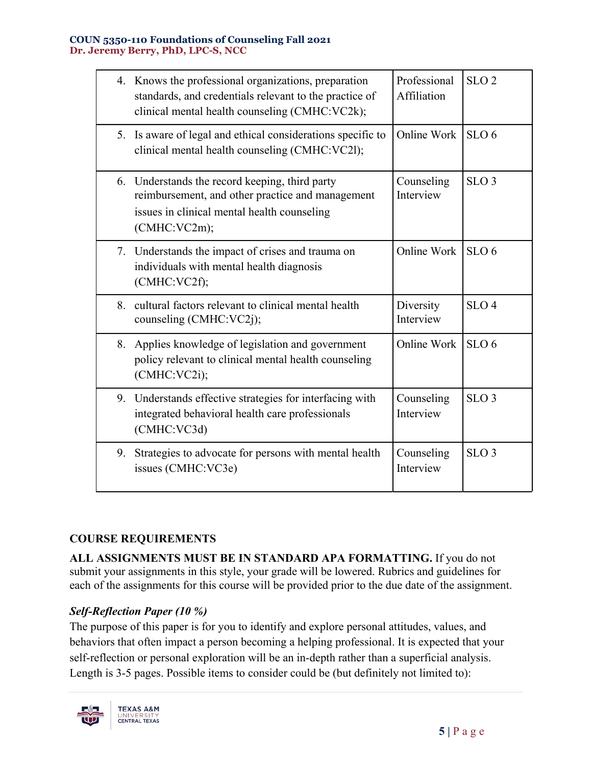| | | |
|---|---|---|
| 4. Knows the professional organizations, preparation standards, and credentials relevant to the practice of clinical mental health counseling (CMHC:VC2k); | Professional Affiliation | SLO 2 |
| 5. Is aware of legal and ethical considerations specific to clinical mental health counseling (CMHC:VC2l); | Online Work | SLO 6 |
| 6. Understands the record keeping, third party reimbursement, and other practice and management issues in clinical mental health counseling (CMHC:VC2m); | Counseling Interview | SLO 3 |
| 7. Understands the impact of crises and trauma on individuals with mental health diagnosis (CMHC:VC2f); | Online Work | SLO 6 |
| 8. cultural factors relevant to clinical mental health counseling (CMHC:VC2j); | Diversity Interview | SLO 4 |
| 8. Applies knowledge of legislation and government policy relevant to clinical mental health counseling (CMHC:VC2i); | Online Work | SLO 6 |
| 9. Understands effective strategies for interfacing with integrated behavioral health care professionals (CMHC:VC3d) | Counseling Interview | SLO 3 |
| 9. Strategies to advocate for persons with mental health issues (CMHC:VC3e) | Counseling Interview | SLO 3 |

## COURSE REQUIREMENTS

**ALL ASSIGNMENTS MUST BE IN STANDARD APA FORMATTING.** If you do not submit your assignments in this style, your grade will be lowered. Rubrics and guidelines for each of the assignments for this course will be provided prior to the due date of the assignment.

### *Self-Reflection Paper (10 %)*

The purpose of this paper is for you to identify and explore personal attitudes, values, and behaviors that often impact a person becoming a helping professional. It is expected that your self-reflection or personal exploration will be an in-depth rather than a superficial analysis. Length is 3-5 pages. Possible items to consider could be (but definitely not limited to):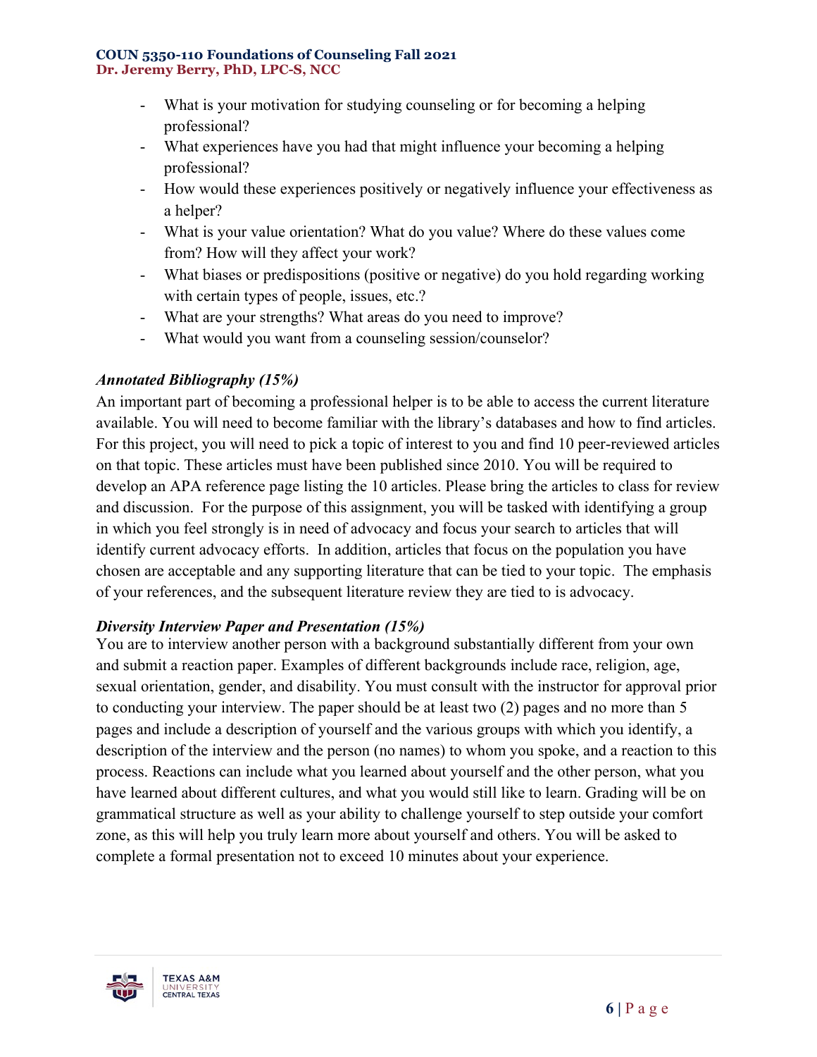- What is your motivation for studying counseling or for becoming a helping professional?
- What experiences have you had that might influence your becoming a helping professional?
- How would these experiences positively or negatively influence your effectiveness as a helper?
- What is your value orientation? What do you value? Where do these values come from? How will they affect your work?
- What biases or predispositions (positive or negative) do you hold regarding working with certain types of people, issues, etc.?
- What are your strengths? What areas do you need to improve?
- What would you want from a counseling session/counselor?

***Annotated Bibliography (15%)***

An important part of becoming a professional helper is to be able to access the current literature available. You will need to become familiar with the library's databases and how to find articles. For this project, you will need to pick a topic of interest to you and find 10 peer-reviewed articles on that topic. These articles must have been published since 2010. You will be required to develop an APA reference page listing the 10 articles. Please bring the articles to class for review and discussion. For the purpose of this assignment, you will be tasked with identifying a group in which you feel strongly is in need of advocacy and focus your search to articles that will identify current advocacy efforts. In addition, articles that focus on the population you have chosen are acceptable and any supporting literature that can be tied to your topic. The emphasis of your references, and the subsequent literature review they are tied to is advocacy.

***Diversity Interview Paper and Presentation (15%)***

You are to interview another person with a background substantially different from your own and submit a reaction paper. Examples of different backgrounds include race, religion, age, sexual orientation, gender, and disability. You must consult with the instructor for approval prior to conducting your interview. The paper should be at least two (2) pages and no more than 5 pages and include a description of yourself and the various groups with which you identify, a description of the interview and the person (no names) to whom you spoke, and a reaction to this process. Reactions can include what you learned about yourself and the other person, what you have learned about different cultures, and what you would still like to learn. Grading will be on grammatical structure as well as your ability to challenge yourself to step outside your comfort zone, as this will help you truly learn more about yourself and others. You will be asked to complete a formal presentation not to exceed 10 minutes about your experience.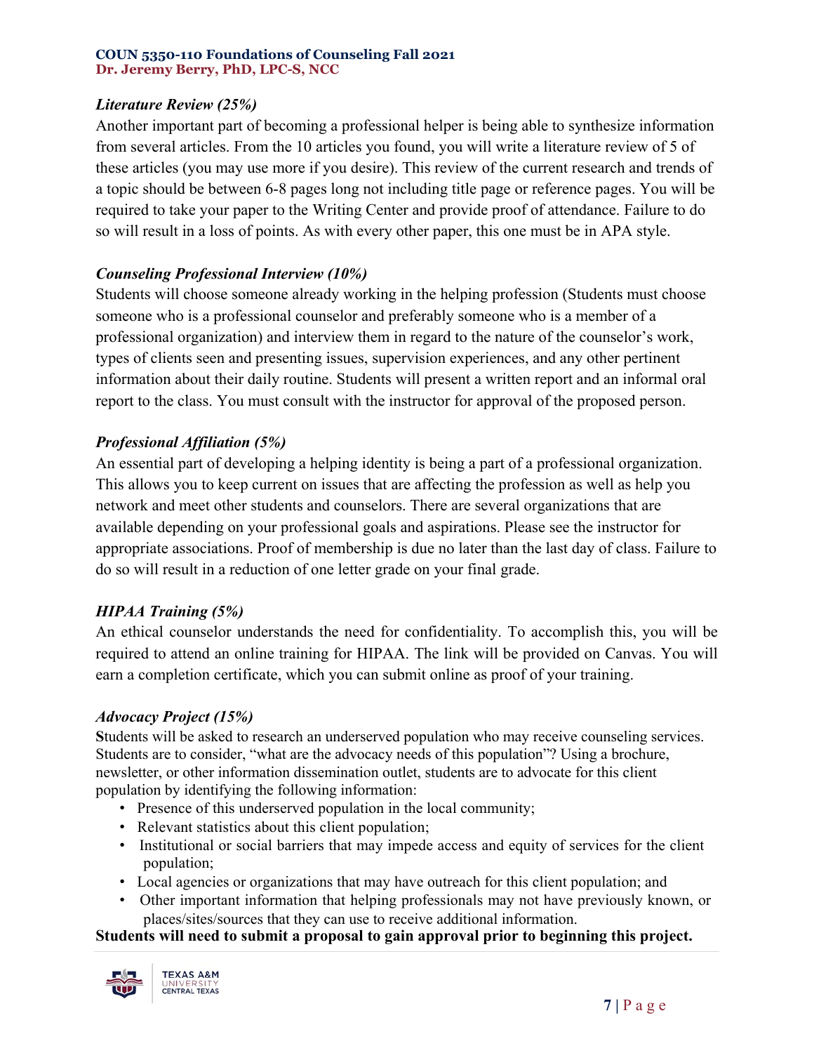***Literature Review (25%)***

Another important part of becoming a professional helper is being able to synthesize information from several articles. From the 10 articles you found, you will write a literature review of 5 of these articles (you may use more if you desire). This review of the current research and trends of a topic should be between 6-8 pages long not including title page or reference pages. You will be required to take your paper to the Writing Center and provide proof of attendance. Failure to do so will result in a loss of points. As with every other paper, this one must be in APA style.

***Counseling Professional Interview (10%)***

Students will choose someone already working in the helping profession (Students must choose someone who is a professional counselor and preferably someone who is a member of a professional organization) and interview them in regard to the nature of the counselor's work, types of clients seen and presenting issues, supervision experiences, and any other pertinent information about their daily routine. Students will present a written report and an informal oral report to the class. You must consult with the instructor for approval of the proposed person.

***Professional Affiliation (5%)***

An essential part of developing a helping identity is being a part of a professional organization. This allows you to keep current on issues that are affecting the profession as well as help you network and meet other students and counselors. There are several organizations that are available depending on your professional goals and aspirations. Please see the instructor for appropriate associations. Proof of membership is due no later than the last day of class. Failure to do so will result in a reduction of one letter grade on your final grade.

***HIPAA Training (5%)***

An ethical counselor understands the need for confidentiality. To accomplish this, you will be required to attend an online training for HIPAA. The link will be provided on Canvas. You will earn a completion certificate, which you can submit online as proof of your training.

***Advocacy Project (15%)***

Students will be asked to research an underserved population who may receive counseling services. Students are to consider, "what are the advocacy needs of this population"? Using a brochure, newsletter, or other information dissemination outlet, students are to advocate for this client population by identifying the following information:

- Presence of this underserved population in the local community;
- Relevant statistics about this client population;
- Institutional or social barriers that may impede access and equity of services for the client population;
- Local agencies or organizations that may have outreach for this client population; and
- Other important information that helping professionals may not have previously known, or places/sites/sources that they can use to receive additional information.

**Students will need to submit a proposal to gain approval prior to beginning this project.**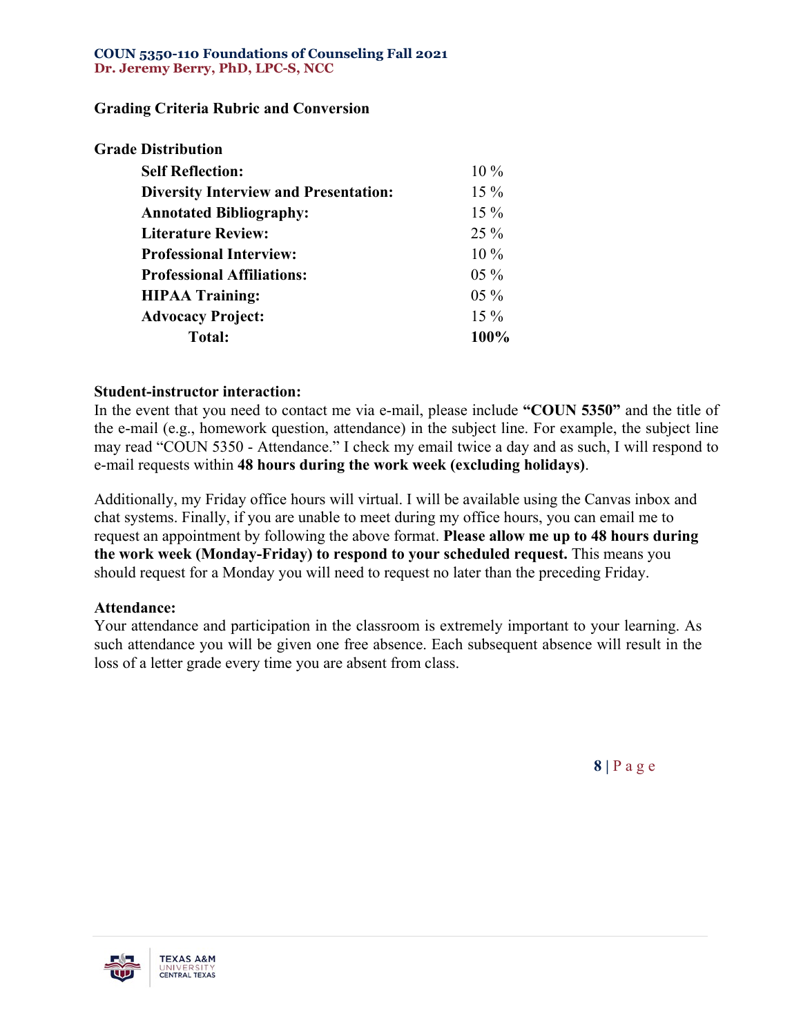**Grading Criteria Rubric and Conversion**

**Grade Distribution**

| | |
|---|---|
| **Self Reflection:** | 10 % |
| **Diversity Interview and Presentation:** | 15 % |
| **Annotated Bibliography:** | 15 % |
| **Literature Review:** | 25 % |
| **Professional Interview:** | 10 % |
| **Professional Affiliations:** | 05 % |
| **HIPAA Training:** | 05 % |
| **Advocacy Project:** | 15 % |
| **Total:** | **100%** |

**Student-instructor interaction:**
In the event that you need to contact me via e-mail, please include **"COUN 5350"** and the title of the e-mail (e.g., homework question, attendance) in the subject line. For example, the subject line may read "COUN 5350 - Attendance." I check my email twice a day and as such, I will respond to e-mail requests within **48 hours during the work week (excluding holidays)**.

Additionally, my Friday office hours will virtual. I will be available using the Canvas inbox and chat systems. Finally, if you are unable to meet during my office hours, you can email me to request an appointment by following the above format. **Please allow me up to 48 hours during the work week (Monday-Friday) to respond to your scheduled request.** This means you should request for a Monday you will need to request no later than the preceding Friday.

**Attendance:**
Your attendance and participation in the classroom is extremely important to your learning. As such attendance you will be given one free absence. Each subsequent absence will result in the loss of a letter grade every time you are absent from class.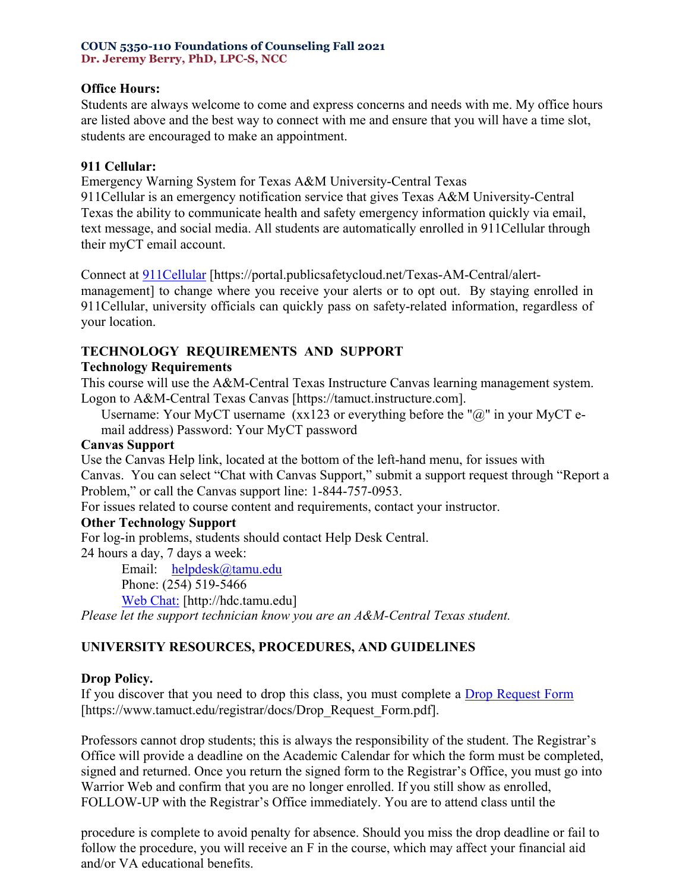**Office Hours:**
Students are always welcome to come and express concerns and needs with me. My office hours are listed above and the best way to connect with me and ensure that you will have a time slot, students are encouraged to make an appointment.

**911 Cellular:**
Emergency Warning System for Texas A&M University-Central Texas
911Cellular is an emergency notification service that gives Texas A&M University-Central Texas the ability to communicate health and safety emergency information quickly via email, text message, and social media. All students are automatically enrolled in 911Cellular through their myCT email account.

Connect at 911Cellular [https://portal.publicsafetycloud.net/Texas-AM-Central/alert-management] to change where you receive your alerts or to opt out. By staying enrolled in 911Cellular, university officials can quickly pass on safety-related information, regardless of your location.

## TECHNOLOGY REQUIREMENTS AND SUPPORT

**Technology Requirements**
This course will use the A&M-Central Texas Instructure Canvas learning management system. Logon to A&M-Central Texas Canvas [https://tamuct.instructure.com].

Username: Your MyCT username (xx123 or everything before the "@" in your MyCT e-mail address) Password: Your MyCT password

**Canvas Support**
Use the Canvas Help link, located at the bottom of the left-hand menu, for issues with Canvas. You can select "Chat with Canvas Support," submit a support request through "Report a Problem," or call the Canvas support line: 1-844-757-0953.
For issues related to course content and requirements, contact your instructor.

**Other Technology Support**
For log-in problems, students should contact Help Desk Central.
24 hours a day, 7 days a week:

Email: helpdesk@tamu.edu
Phone: (254) 519-5466
Web Chat: [http://hdc.tamu.edu]

*Please let the support technician know you are an A&M-Central Texas student.*

## UNIVERSITY RESOURCES, PROCEDURES, AND GUIDELINES

**Drop Policy.**
If you discover that you need to drop this class, you must complete a Drop Request Form [https://www.tamuct.edu/registrar/docs/Drop_Request_Form.pdf].

Professors cannot drop students; this is always the responsibility of the student. The Registrar's Office will provide a deadline on the Academic Calendar for which the form must be completed, signed and returned. Once you return the signed form to the Registrar's Office, you must go into Warrior Web and confirm that you are no longer enrolled. If you still show as enrolled, FOLLOW-UP with the Registrar's Office immediately. You are to attend class until the procedure is complete to avoid penalty for absence. Should you miss the drop deadline or fail to follow the procedure, you will receive an F in the course, which may affect your financial aid and/or VA educational benefits.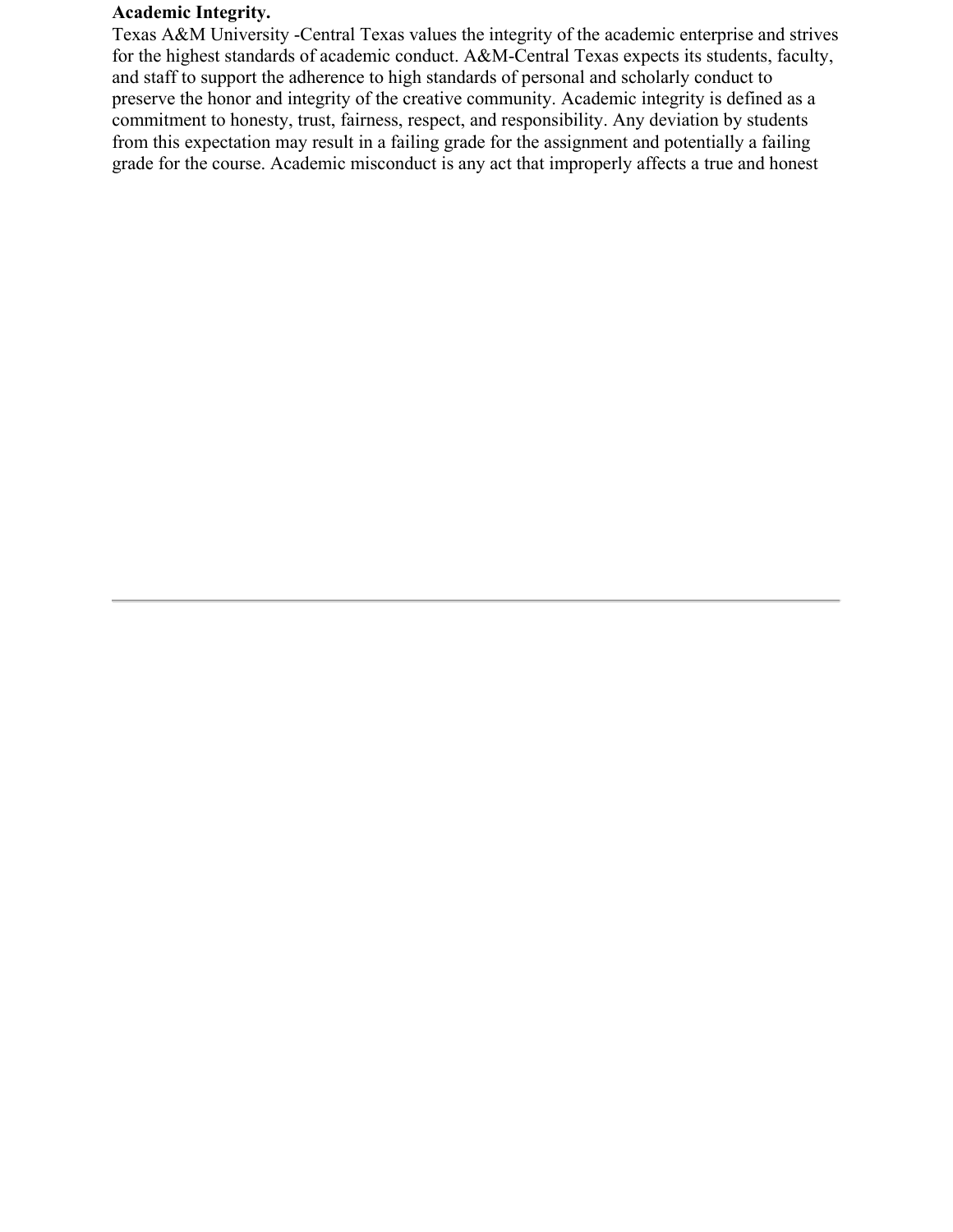**Academic Integrity.**

Texas A&M University -Central Texas values the integrity of the academic enterprise and strives for the highest standards of academic conduct. A&M-Central Texas expects its students, faculty, and staff to support the adherence to high standards of personal and scholarly conduct to preserve the honor and integrity of the creative community. Academic integrity is defined as a commitment to honesty, trust, fairness, respect, and responsibility. Any deviation by students from this expectation may result in a failing grade for the assignment and potentially a failing grade for the course. Academic misconduct is any act that improperly affects a true and honest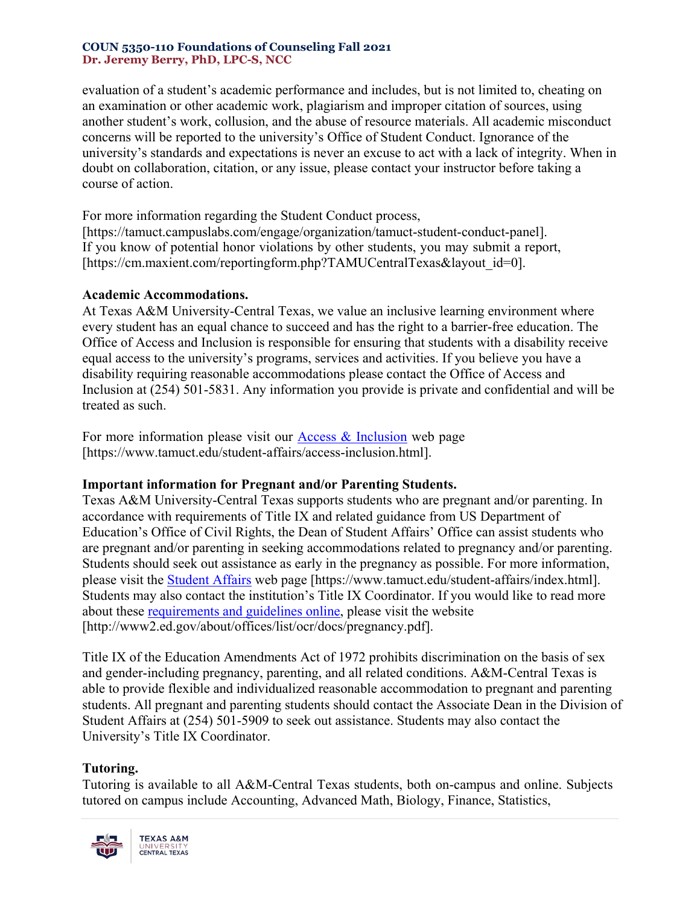evaluation of a student's academic performance and includes, but is not limited to, cheating on an examination or other academic work, plagiarism and improper citation of sources, using another student's work, collusion, and the abuse of resource materials. All academic misconduct concerns will be reported to the university's Office of Student Conduct. Ignorance of the university's standards and expectations is never an excuse to act with a lack of integrity. When in doubt on collaboration, citation, or any issue, please contact your instructor before taking a course of action.

For more information regarding the Student Conduct process, [https://tamuct.campuslabs.com/engage/organization/tamuct-student-conduct-panel]. If you know of potential honor violations by other students, you may submit a report, [https://cm.maxient.com/reportingform.php?TAMUCentralTexas&layout_id=0].

**Academic Accommodations.**
At Texas A&M University-Central Texas, we value an inclusive learning environment where every student has an equal chance to succeed and has the right to a barrier-free education. The Office of Access and Inclusion is responsible for ensuring that students with a disability receive equal access to the university's programs, services and activities. If you believe you have a disability requiring reasonable accommodations please contact the Office of Access and Inclusion at (254) 501-5831. Any information you provide is private and confidential and will be treated as such.

For more information please visit our [Access & Inclusion](https://www.tamuct.edu/student-affairs/access-inclusion.html) web page [https://www.tamuct.edu/student-affairs/access-inclusion.html].

**Important information for Pregnant and/or Parenting Students.**
Texas A&M University-Central Texas supports students who are pregnant and/or parenting. In accordance with requirements of Title IX and related guidance from US Department of Education's Office of Civil Rights, the Dean of Student Affairs' Office can assist students who are pregnant and/or parenting in seeking accommodations related to pregnancy and/or parenting. Students should seek out assistance as early in the pregnancy as possible. For more information, please visit the [Student Affairs](https://www.tamuct.edu/student-affairs/index.html) web page [https://www.tamuct.edu/student-affairs/index.html]. Students may also contact the institution's Title IX Coordinator. If you would like to read more about these [requirements and guidelines online](http://www2.ed.gov/about/offices/list/ocr/docs/pregnancy.pdf), please visit the website [http://www2.ed.gov/about/offices/list/ocr/docs/pregnancy.pdf].

Title IX of the Education Amendments Act of 1972 prohibits discrimination on the basis of sex and gender-including pregnancy, parenting, and all related conditions. A&M-Central Texas is able to provide flexible and individualized reasonable accommodation to pregnant and parenting students. All pregnant and parenting students should contact the Associate Dean in the Division of Student Affairs at (254) 501-5909 to seek out assistance. Students may also contact the University's Title IX Coordinator.

**Tutoring.**
Tutoring is available to all A&M-Central Texas students, both on-campus and online. Subjects tutored on campus include Accounting, Advanced Math, Biology, Finance, Statistics,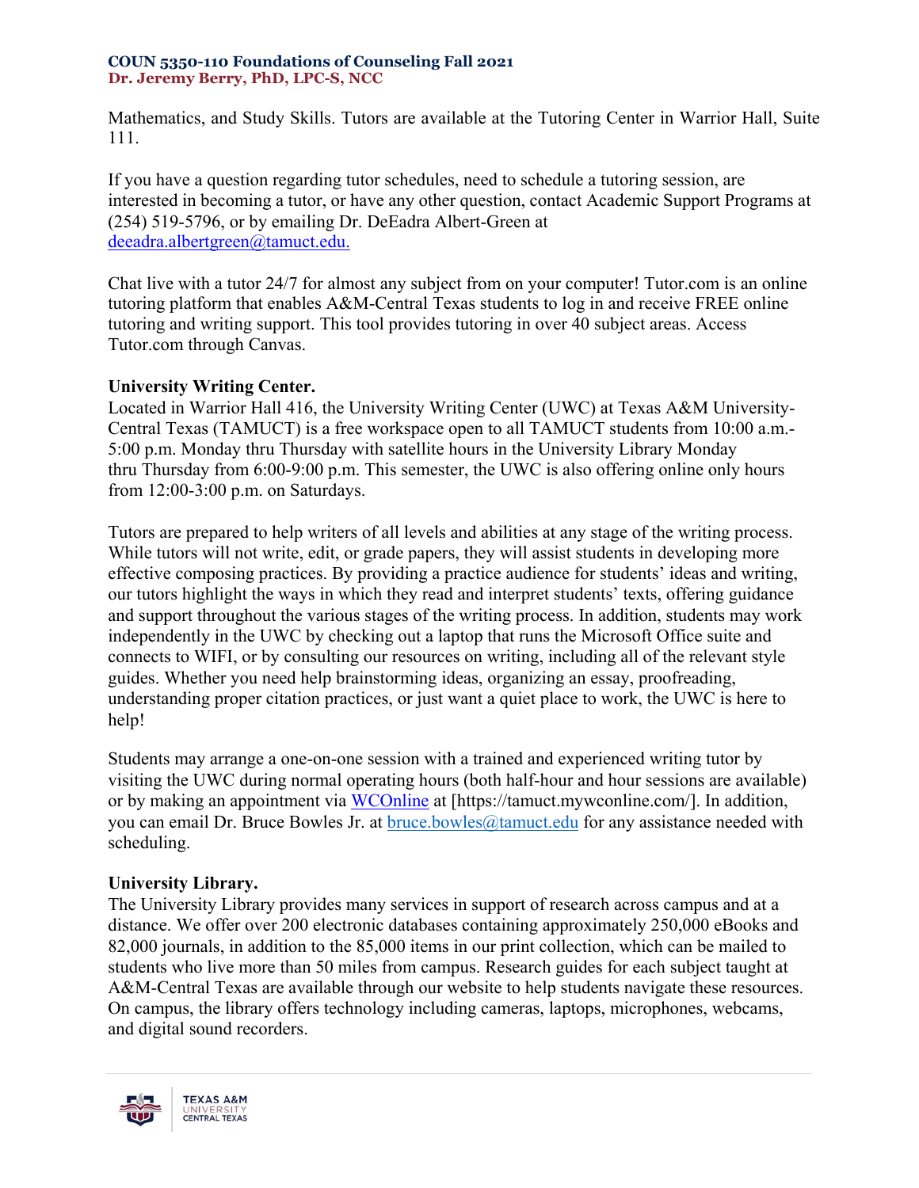Mathematics, and Study Skills. Tutors are available at the Tutoring Center in Warrior Hall, Suite 111.

If you have a question regarding tutor schedules, need to schedule a tutoring session, are interested in becoming a tutor, or have any other question, contact Academic Support Programs at (254) 519-5796, or by emailing Dr. DeEadra Albert-Green at [deeadra.albertgreen@tamuct.edu.](mailto:deeadra.albertgreen@tamuct.edu)

Chat live with a tutor 24/7 for almost any subject from on your computer! Tutor.com is an online tutoring platform that enables A&M-Central Texas students to log in and receive FREE online tutoring and writing support. This tool provides tutoring in over 40 subject areas. Access Tutor.com through Canvas.

**University Writing Center.**
Located in Warrior Hall 416, the University Writing Center (UWC) at Texas A&M University-Central Texas (TAMUCT) is a free workspace open to all TAMUCT students from 10:00 a.m.-5:00 p.m. Monday thru Thursday with satellite hours in the University Library Monday thru Thursday from 6:00-9:00 p.m. This semester, the UWC is also offering online only hours from 12:00-3:00 p.m. on Saturdays.

Tutors are prepared to help writers of all levels and abilities at any stage of the writing process. While tutors will not write, edit, or grade papers, they will assist students in developing more effective composing practices. By providing a practice audience for students' ideas and writing, our tutors highlight the ways in which they read and interpret students' texts, offering guidance and support throughout the various stages of the writing process. In addition, students may work independently in the UWC by checking out a laptop that runs the Microsoft Office suite and connects to WIFI, or by consulting our resources on writing, including all of the relevant style guides. Whether you need help brainstorming ideas, organizing an essay, proofreading, understanding proper citation practices, or just want a quiet place to work, the UWC is here to help!

Students may arrange a one-on-one session with a trained and experienced writing tutor by visiting the UWC during normal operating hours (both half-hour and hour sessions are available) or by making an appointment via WCOnline at [https://tamuct.mywconline.com/]. In addition, you can email Dr. Bruce Bowles Jr. at [bruce.bowles@tamuct.edu](mailto:bruce.bowles@tamuct.edu) for any assistance needed with scheduling.

**University Library.**
The University Library provides many services in support of research across campus and at a distance. We offer over 200 electronic databases containing approximately 250,000 eBooks and 82,000 journals, in addition to the 85,000 items in our print collection, which can be mailed to students who live more than 50 miles from campus. Research guides for each subject taught at A&M-Central Texas are available through our website to help students navigate these resources. On campus, the library offers technology including cameras, laptops, microphones, webcams, and digital sound recorders.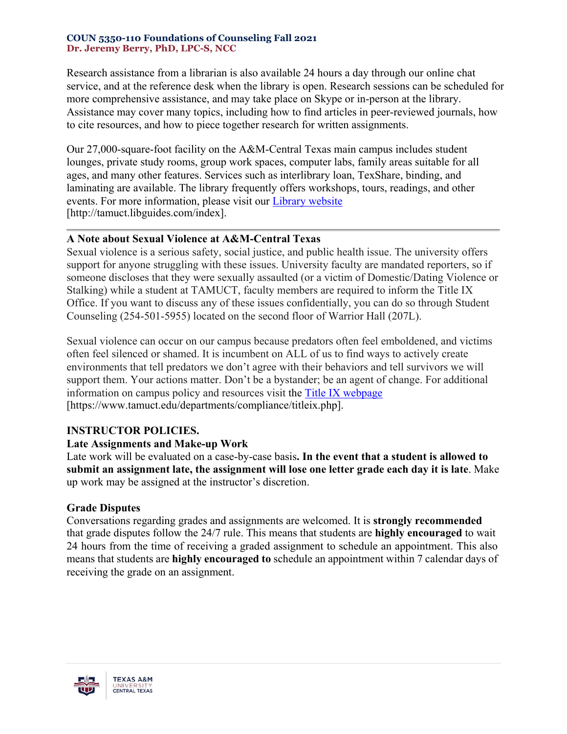Research assistance from a librarian is also available 24 hours a day through our online chat service, and at the reference desk when the library is open. Research sessions can be scheduled for more comprehensive assistance, and may take place on Skype or in-person at the library. Assistance may cover many topics, including how to find articles in peer-reviewed journals, how to cite resources, and how to piece together research for written assignments.

Our 27,000-square-foot facility on the A&M-Central Texas main campus includes student lounges, private study rooms, group work spaces, computer labs, family areas suitable for all ages, and many other features. Services such as interlibrary loan, TexShare, binding, and laminating are available. The library frequently offers workshops, tours, readings, and other events. For more information, please visit our Library website [http://tamuct.libguides.com/index].

---

**A Note about Sexual Violence at A&M-Central Texas**

Sexual violence is a serious safety, social justice, and public health issue. The university offers support for anyone struggling with these issues. University faculty are mandated reporters, so if someone discloses that they were sexually assaulted (or a victim of Domestic/Dating Violence or Stalking) while a student at TAMUCT, faculty members are required to inform the Title IX Office. If you want to discuss any of these issues confidentially, you can do so through Student Counseling (254-501-5955) located on the second floor of Warrior Hall (207L).

Sexual violence can occur on our campus because predators often feel emboldened, and victims often feel silenced or shamed. It is incumbent on ALL of us to find ways to actively create environments that tell predators we don't agree with their behaviors and tell survivors we will support them. Your actions matter. Don't be a bystander; be an agent of change. For additional information on campus policy and resources visit the Title IX webpage [https://www.tamuct.edu/departments/compliance/titleix.php].

## INSTRUCTOR POLICIES.

**Late Assignments and Make-up Work**

Late work will be evaluated on a case-by-case basis**. In the event that a student is allowed to submit an assignment late, the assignment will lose one letter grade each day it is late**. Make up work may be assigned at the instructor's discretion.

**Grade Disputes**

Conversations regarding grades and assignments are welcomed. It is **strongly recommended** that grade disputes follow the 24/7 rule. This means that students are **highly encouraged** to wait 24 hours from the time of receiving a graded assignment to schedule an appointment. This also means that students are **highly encouraged to** schedule an appointment within 7 calendar days of receiving the grade on an assignment.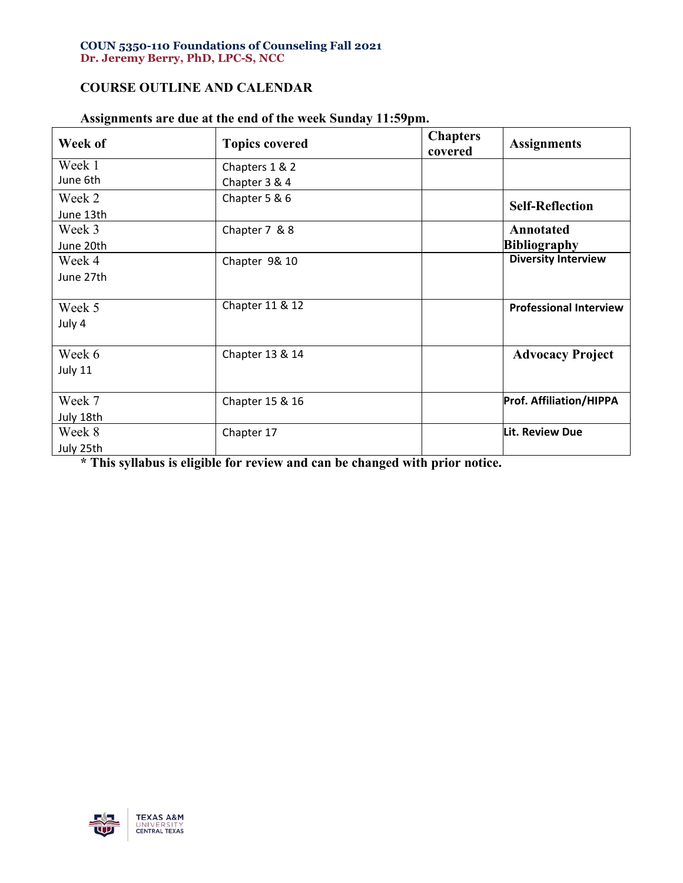**COUN 5350-110 Foundations of Counseling Fall 2021**
**Dr. Jeremy Berry, PhD, LPC-S, NCC**

**COURSE OUTLINE AND CALENDAR**

**Assignments are due at the end of the week Sunday 11:59pm.**

| Week of | Topics covered | Chapters covered | Assignments |
|---|---|---|---|
| Week 1<br>June 6th | Chapters 1 & 2<br>Chapter 3 & 4 | | |
| Week 2<br>June 13th | Chapter 5 & 6 | | **Self-Reflection** |
| Week 3<br>June 20th | Chapter 7 & 8 | | **Annotated Bibliography** |
| Week 4<br>June 27th | Chapter 9& 10 | | **Diversity Interview** |
| Week 5<br>July 4 | Chapter 11 & 12 | | **Professional Interview** |
| Week 6<br>July 11 | Chapter 13 & 14 | | **Advocacy Project** |
| Week 7<br>July 18th | Chapter 15 & 16 | | **Prof. Affiliation/HIPPA** |
| Week 8<br>July 25th | Chapter 17 | | **Lit. Review Due** |

**\* This syllabus is eligible for review and can be changed with prior notice.**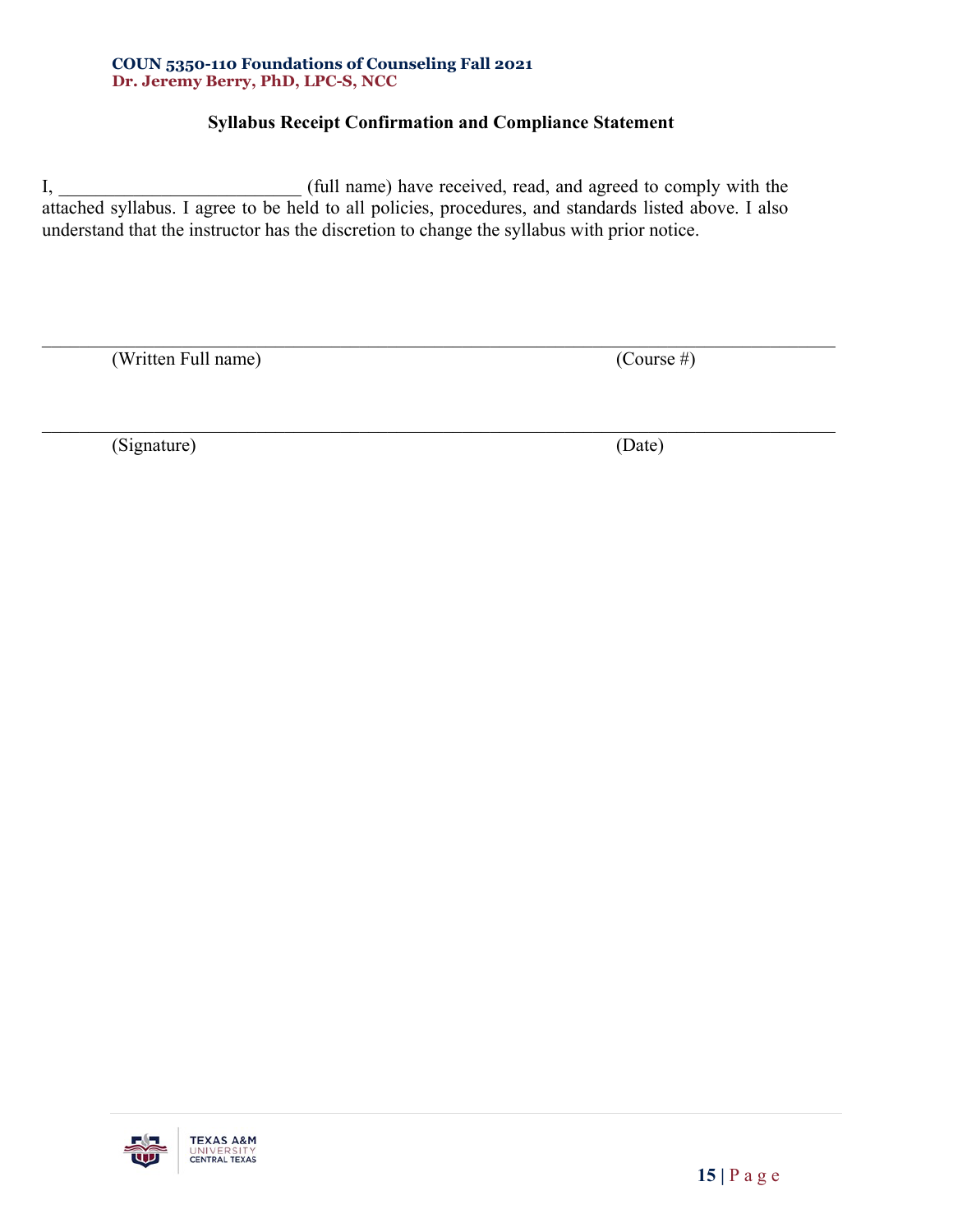## Syllabus Receipt Confirmation and Compliance Statement

I, _________________________ (full name) have received, read, and agreed to comply with the attached syllabus. I agree to be held to all policies, procedures, and standards listed above. I also understand that the instructor has the discretion to change the syllabus with prior notice.

_______________________________________________________________________________

(Written Full name) (Course #)

_______________________________________________________________________________

(Signature) (Date)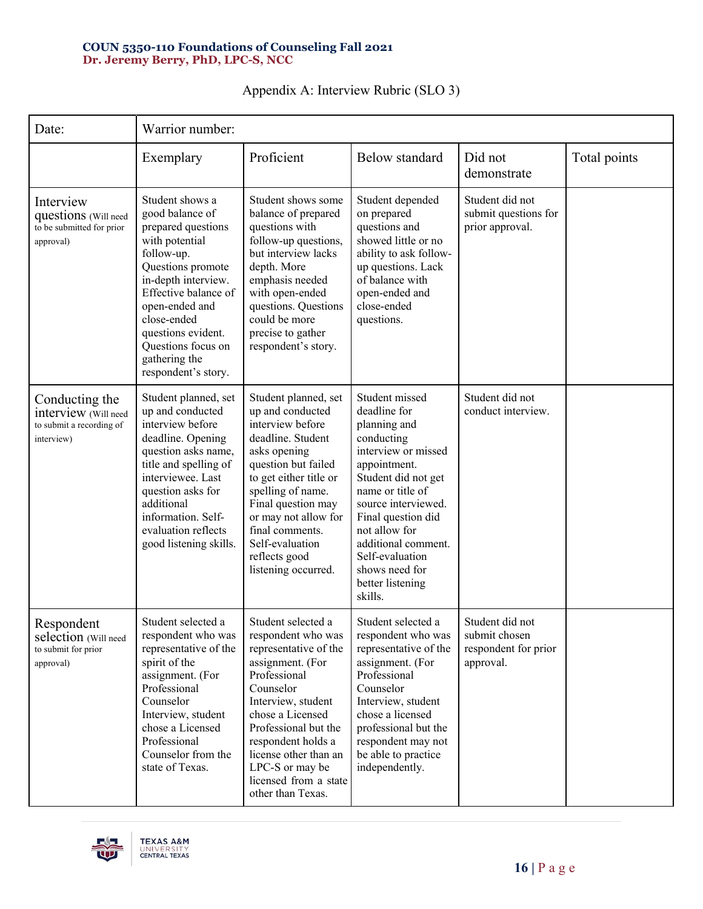Appendix A: Interview Rubric (SLO 3)

| Date: | Warrior number: | | | | |
|---|---|---|---|---|---|
| | Exemplary | Proficient | Below standard | Did not demonstrate | Total points |
| Interview questions (Will need to be submitted for prior approval) | Student shows a good balance of prepared questions with potential follow-up. Questions promote in-depth interview. Effective balance of open-ended and close-ended questions evident. Questions focus on gathering the respondent's story. | Student shows some balance of prepared questions with follow-up questions, but interview lacks depth. More emphasis needed with open-ended questions. Questions could be more precise to gather respondent's story. | Student depended on prepared questions and showed little or no ability to ask follow-up questions. Lack of balance with open-ended and close-ended questions. | Student did not submit questions for prior approval. | |
| Conducting the interview (Will need to submit a recording of interview) | Student planned, set up and conducted interview before deadline. Opening question asks name, title and spelling of interviewee. Last question asks for additional information. Self-evaluation reflects good listening skills. | Student planned, set up and conducted interview before deadline. Student asks opening question but failed to get either title or spelling of name. Final question may or may not allow for final comments. Self-evaluation reflects good listening occurred. | Student missed deadline for planning and conducting interview or missed appointment. Student did not get name or title of source interviewed. Final question did not allow for additional comment. Self-evaluation shows need for better listening skills. | Student did not conduct interview. | |
| Respondent selection (Will need to submit for prior approval) | Student selected a respondent who was representative of the spirit of the assignment. (For Professional Counselor Interview, student chose a Licensed Professional Counselor from the state of Texas. | Student selected a respondent who was representative of the assignment. (For Professional Counselor Interview, student chose a Licensed Professional but the respondent holds a license other than an LPC-S or may be licensed from a state other than Texas. | Student selected a respondent who was representative of the assignment. (For Professional Counselor Interview, student chose a licensed professional but the respondent may not be able to practice independently. | Student did not submit chosen respondent for prior approval. | |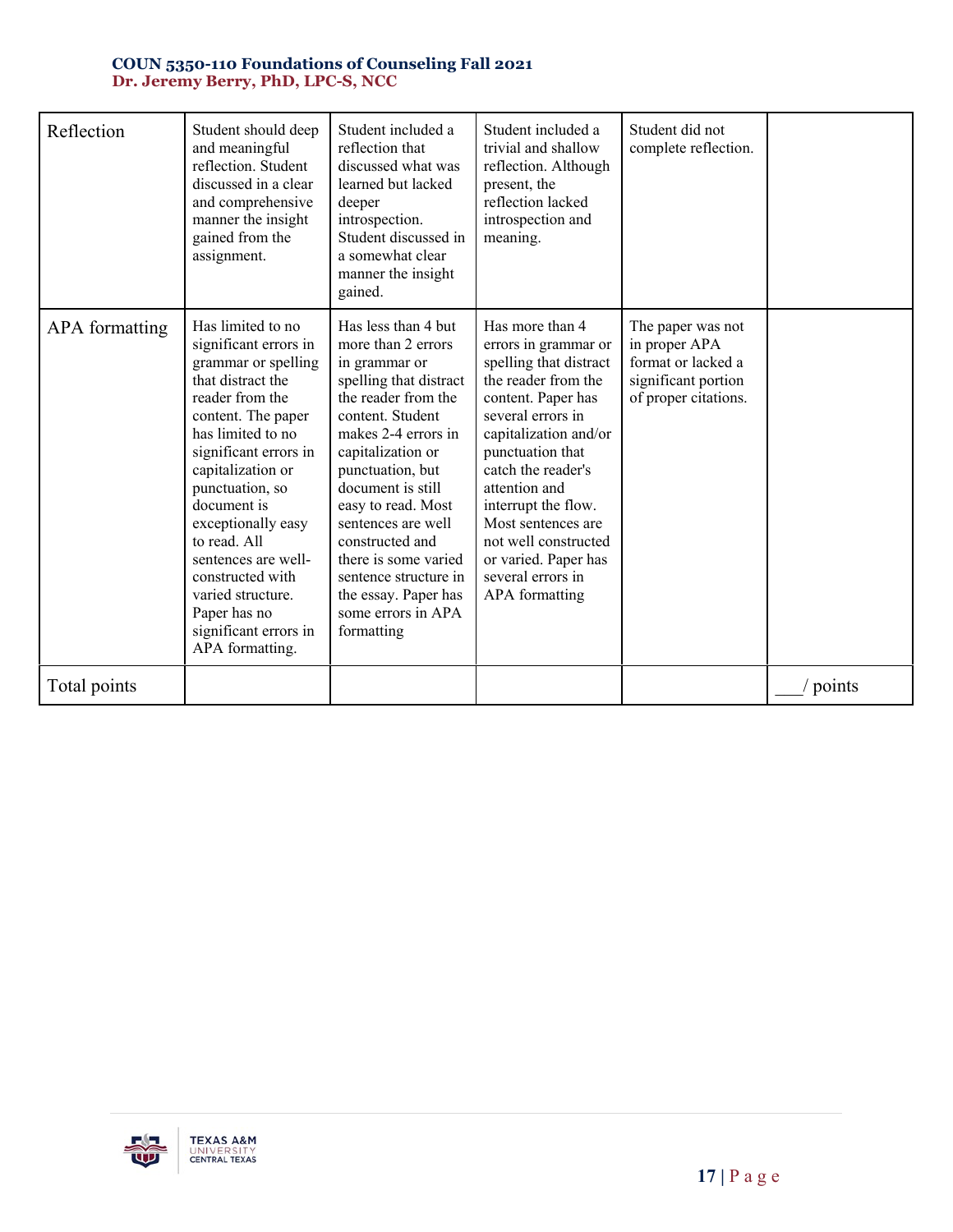| Reflection | Student should deep and meaningful reflection. Student discussed in a clear and comprehensive manner the insight gained from the assignment. | Student included a reflection that discussed what was learned but lacked deeper introspection. Student discussed in a somewhat clear manner the insight gained. | Student included a trivial and shallow reflection. Although present, the reflection lacked introspection and meaning. | Student did not complete reflection. | |
|---|---|---|---|---|---|
| APA formatting | Has limited to no significant errors in grammar or spelling that distract the reader from the content. The paper has limited to no significant errors in capitalization or punctuation, so document is exceptionally easy to read. All sentences are well-constructed with varied structure. Paper has no significant errors in APA formatting. | Has less than 4 but more than 2 errors in grammar or spelling that distract the reader from the content. Student makes 2-4 errors in capitalization or punctuation, but document is still easy to read. Most sentences are well constructed and there is some varied sentence structure in the essay. Paper has some errors in APA formatting | Has more than 4 errors in grammar or spelling that distract the reader from the content. Paper has several errors in capitalization and/or punctuation that catch the reader's attention and interrupt the flow. Most sentences are not well constructed or varied. Paper has several errors in APA formatting | The paper was not in proper APA format or lacked a significant portion of proper citations. | |
| Total points | | | | | ___/ points |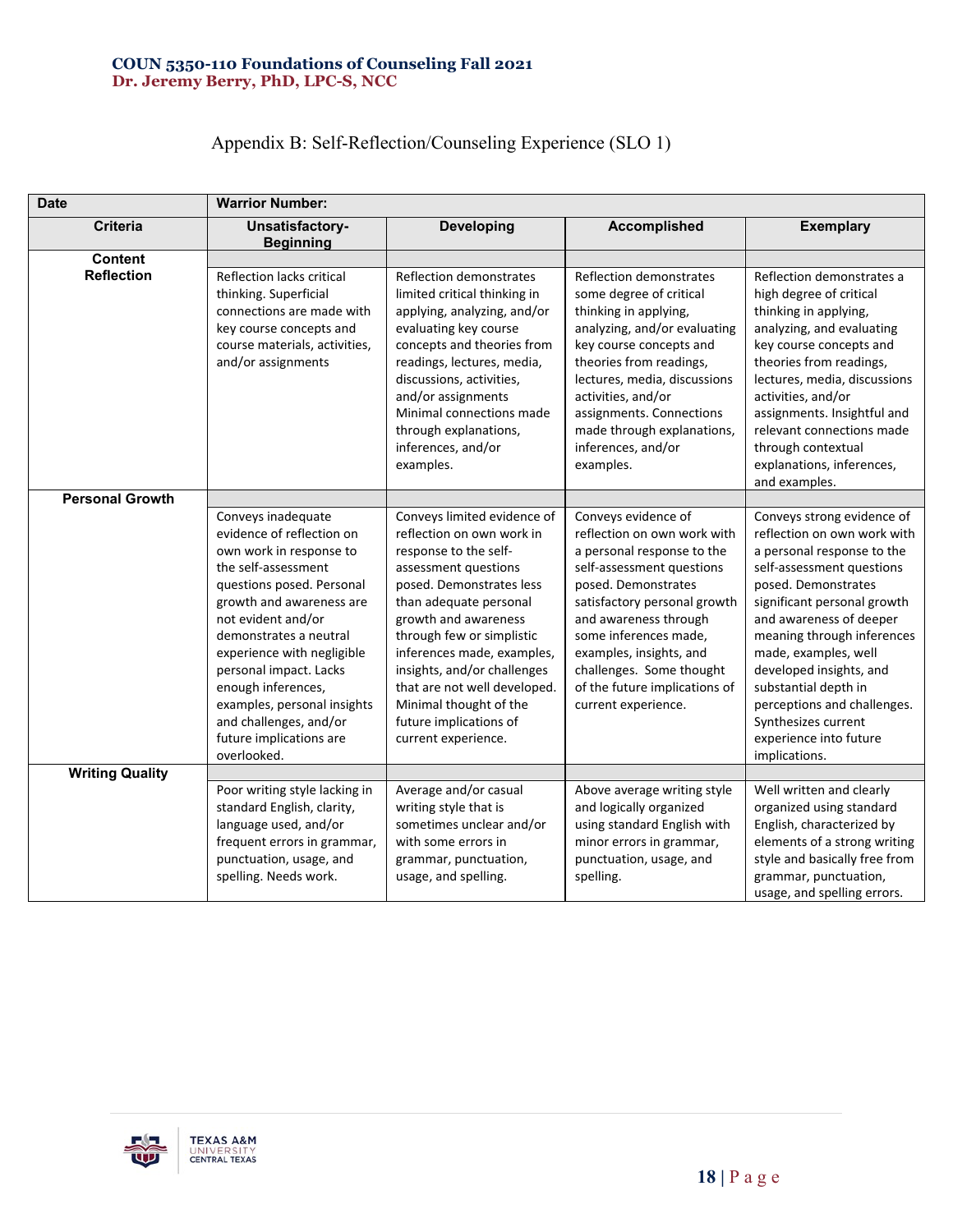## Appendix B: Self-Reflection/Counseling Experience (SLO 1)

| Date | Warrior Number: | | | |
|---|---|---|---|---|
| **Criteria** | **Unsatisfactory-Beginning** | **Developing** | **Accomplished** | **Exemplary** |
| **Content Reflection** | | | | |
| | Reflection lacks critical thinking. Superficial connections are made with key course concepts and course materials, activities, and/or assignments | Reflection demonstrates limited critical thinking in applying, analyzing, and/or evaluating key course concepts and theories from readings, lectures, media, discussions, activities, and/or assignments Minimal connections made through explanations, inferences, and/or examples. | Reflection demonstrates some degree of critical thinking in applying, analyzing, and/or evaluating key course concepts and theories from readings, lectures, media, discussions activities, and/or assignments. Connections made through explanations, inferences, and/or examples. | Reflection demonstrates a high degree of critical thinking in applying, analyzing, and evaluating key course concepts and theories from readings, lectures, media, discussions activities, and/or assignments. Insightful and relevant connections made through contextual explanations, inferences, and examples. |
| **Personal Growth** | | | | |
| | Conveys inadequate evidence of reflection on own work in response to the self-assessment questions posed. Personal growth and awareness are not evident and/or demonstrates a neutral experience with negligible personal impact. Lacks enough inferences, examples, personal insights and challenges, and/or future implications are overlooked. | Conveys limited evidence of reflection on own work in response to the self-assessment questions posed. Demonstrates less than adequate personal growth and awareness through few or simplistic inferences made, examples, insights, and/or challenges that are not well developed. Minimal thought of the future implications of current experience. | Conveys evidence of reflection on own work with a personal response to the self-assessment questions posed. Demonstrates satisfactory personal growth and awareness through some inferences made, examples, insights, and challenges. Some thought of the future implications of current experience. | Conveys strong evidence of reflection on own work with a personal response to the self-assessment questions posed. Demonstrates significant personal growth and awareness of deeper meaning through inferences made, examples, well developed insights, and substantial depth in perceptions and challenges. Synthesizes current experience into future implications. |
| **Writing Quality** | | | | |
| | Poor writing style lacking in standard English, clarity, language used, and/or frequent errors in grammar, punctuation, usage, and spelling. Needs work. | Average and/or casual writing style that is sometimes unclear and/or with some errors in grammar, punctuation, usage, and spelling. | Above average writing style and logically organized using standard English with minor errors in grammar, punctuation, usage, and spelling. | Well written and clearly organized using standard English, characterized by elements of a strong writing style and basically free from grammar, punctuation, usage, and spelling errors. |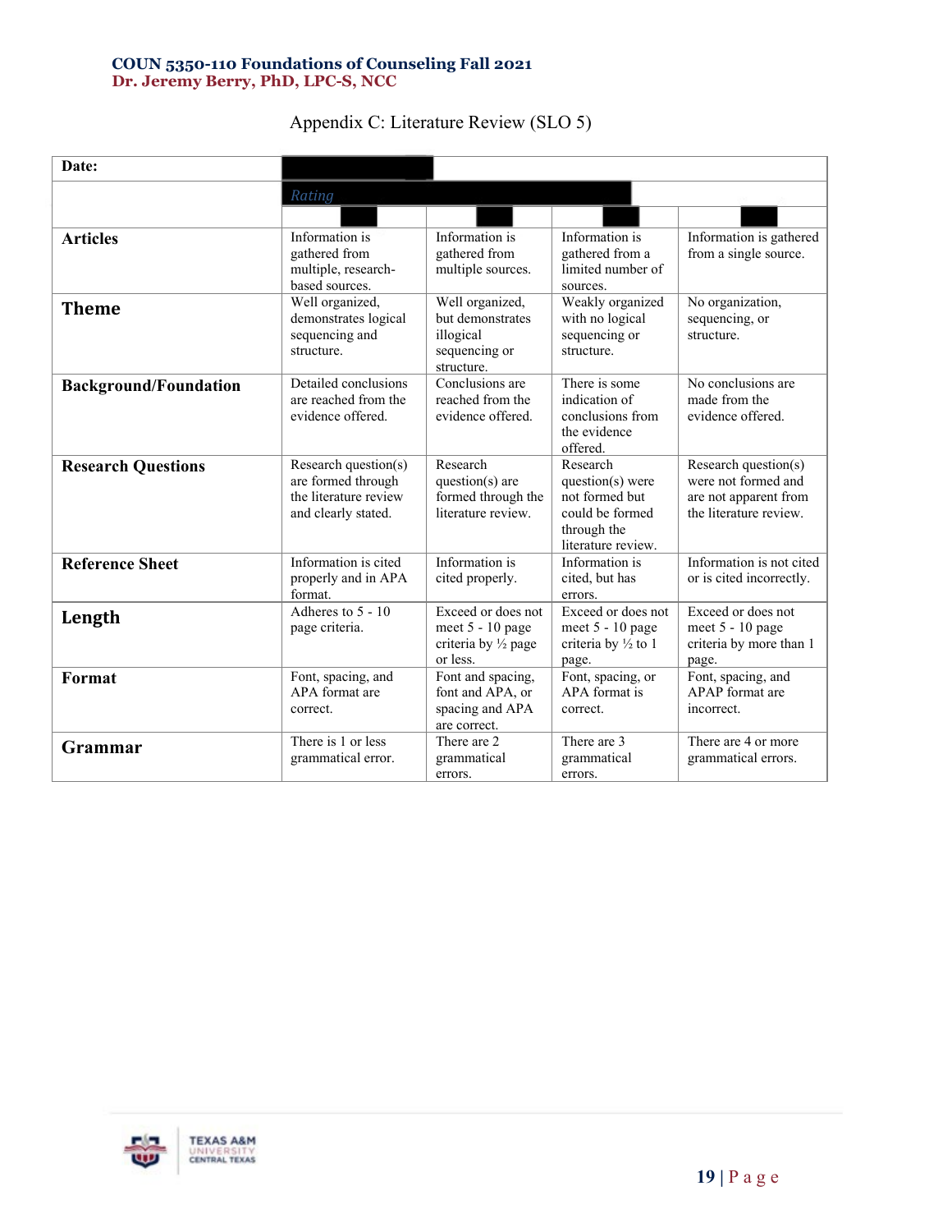Appendix C: Literature Review (SLO 5)

| Date: | | | | |
|---|---|---|---|---|
| | *Rating* | | | |
| | | | | |
| **Articles** | Information is gathered from multiple, research-based sources. | Information is gathered from multiple sources. | Information is gathered from a limited number of sources. | Information is gathered from a single source. |
| **Theme** | Well organized, demonstrates logical sequencing and structure. | Well organized, but demonstrates illogical sequencing or structure. | Weakly organized with no logical sequencing or structure. | No organization, sequencing, or structure. |
| **Background/Foundation** | Detailed conclusions are reached from the evidence offered. | Conclusions are reached from the evidence offered. | There is some indication of conclusions from the evidence offered. | No conclusions are made from the evidence offered. |
| **Research Questions** | Research question(s) are formed through the literature review and clearly stated. | Research question(s) are formed through the literature review. | Research question(s) were not formed but could be formed through the literature review. | Research question(s) were not formed and are not apparent from the literature review. |
| **Reference Sheet** | Information is cited properly and in APA format. | Information is cited properly. | Information is cited, but has errors. | Information is not cited or is cited incorrectly. |
| **Length** | Adheres to 5 - 10 page criteria. | Exceed or does not meet 5 - 10 page criteria by ½ page or less. | Exceed or does not meet 5 - 10 page criteria by ½ to 1 page. | Exceed or does not meet 5 - 10 page criteria by more than 1 page. |
| **Format** | Font, spacing, and APA format are correct. | Font and spacing, font and APA, or spacing and APA are correct. | Font, spacing, or APA format is correct. | Font, spacing, and APAP format are incorrect. |
| **Grammar** | There is 1 or less grammatical error. | There are 2 grammatical errors. | There are 3 grammatical errors. | There are 4 or more grammatical errors. |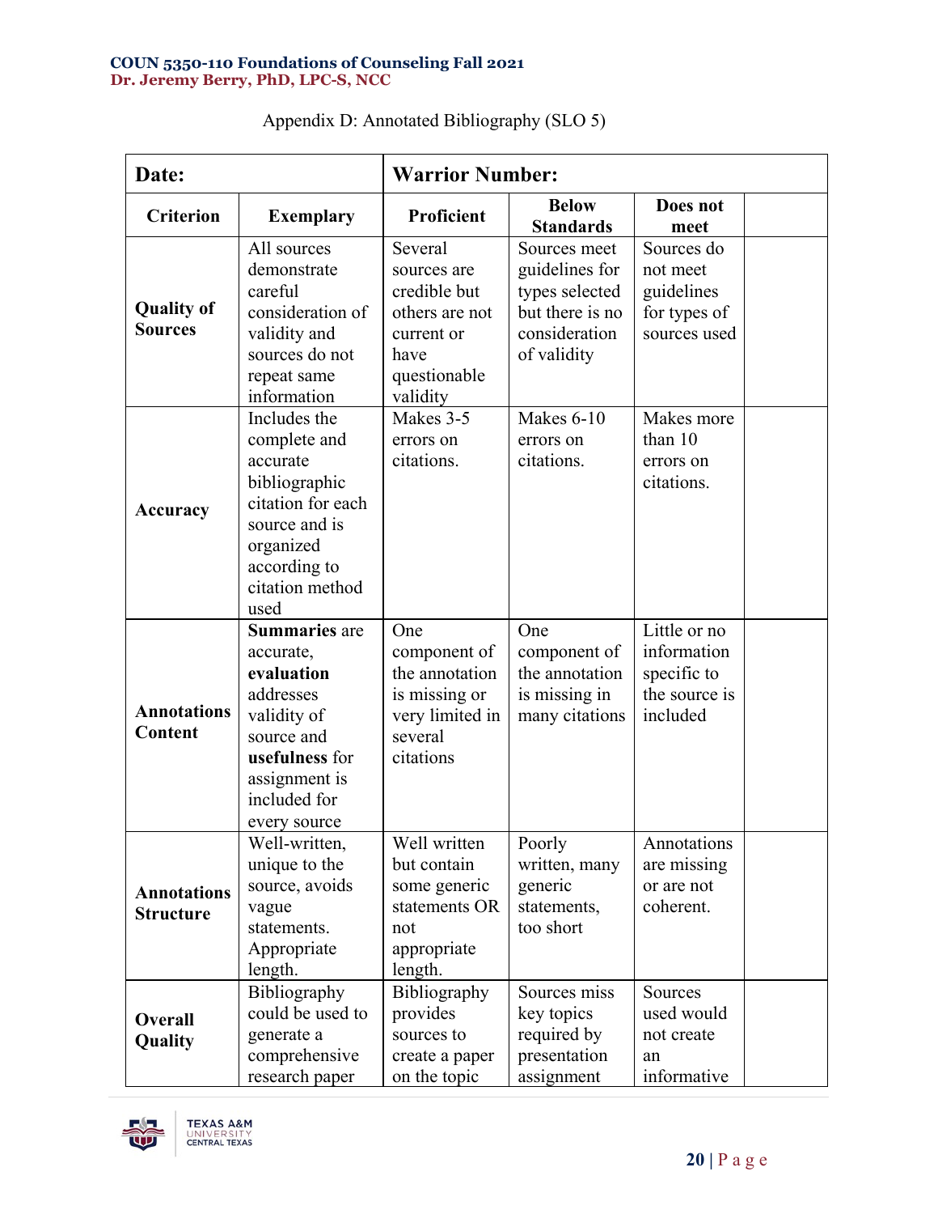Appendix D: Annotated Bibliography (SLO 5)

| Date: | | Warrior Number: | | | |
|---|---|---|---|---|---|
| **Criterion** | **Exemplary** | **Proficient** | **Below Standards** | **Does not meet** | |
| **Quality of Sources** | All sources demonstrate careful consideration of validity and sources do not repeat same information | Several sources are credible but others are not current or have questionable validity | Sources meet guidelines for types selected but there is no consideration of validity | Sources do not meet guidelines for types of sources used | |
| **Accuracy** | Includes the complete and accurate bibliographic citation for each source and is organized according to citation method used | Makes 3-5 errors on citations. | Makes 6-10 errors on citations. | Makes more than 10 errors on citations. | |
| **Annotations Content** | **Summaries** are accurate, **evaluation** addresses validity of source and **usefulness** for assignment is included for every source | One component of the annotation is missing or very limited in several citations | One component of the annotation is missing in many citations | Little or no information specific to the source is included | |
| **Annotations Structure** | Well-written, unique to the source, avoids vague statements. Appropriate length. | Well written but contain some generic statements OR not appropriate length. | Poorly written, many generic statements, too short | Annotations are missing or are not coherent. | |
| **Overall Quality** | Bibliography could be used to generate a comprehensive research paper | Bibliography provides sources to create a paper on the topic | Sources miss key topics required by presentation assignment | Sources used would not create an informative | |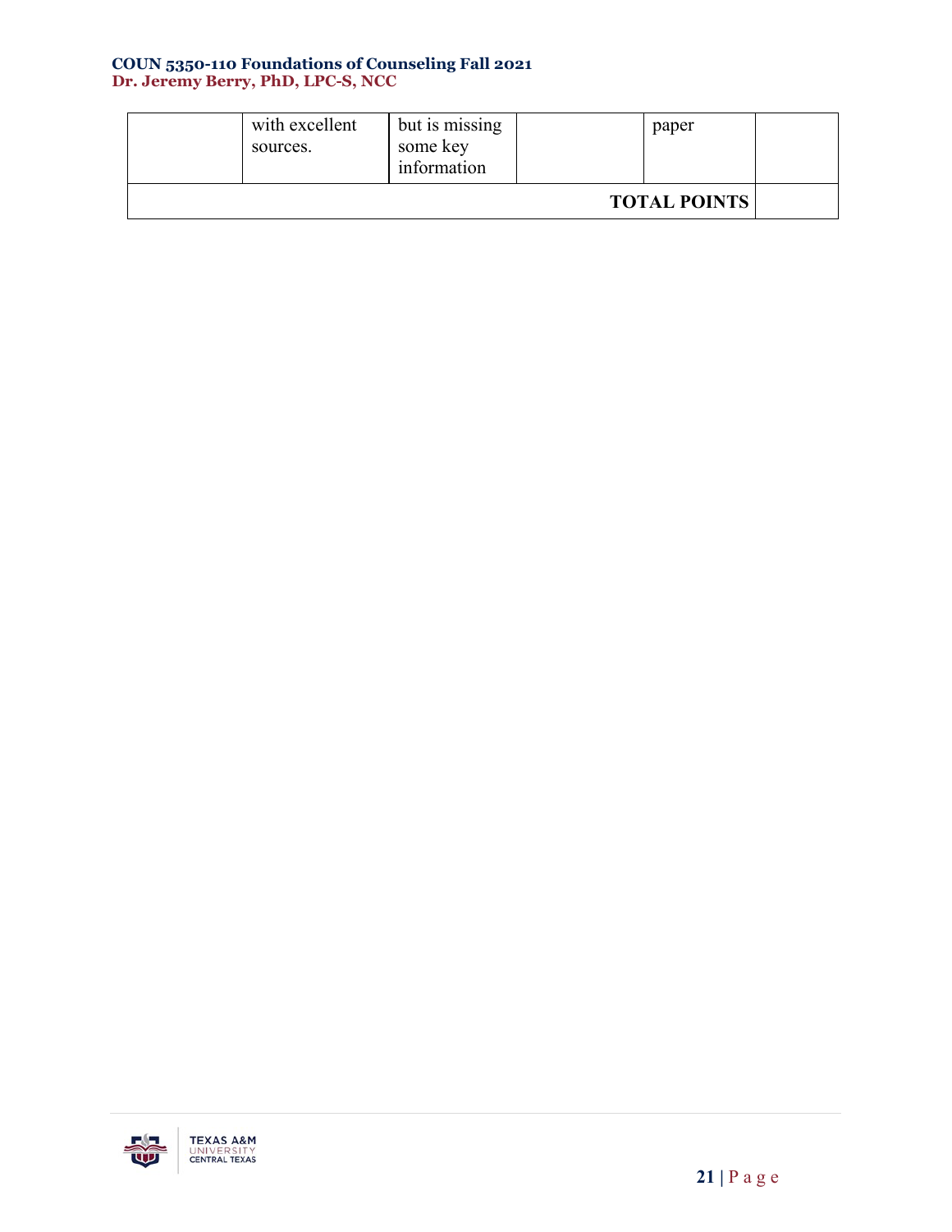| | | | | | |
|---|---|---|---|---|---|
| | with excellent sources. | but is missing some key information | | paper | |
| | | | | **TOTAL POINTS** | |